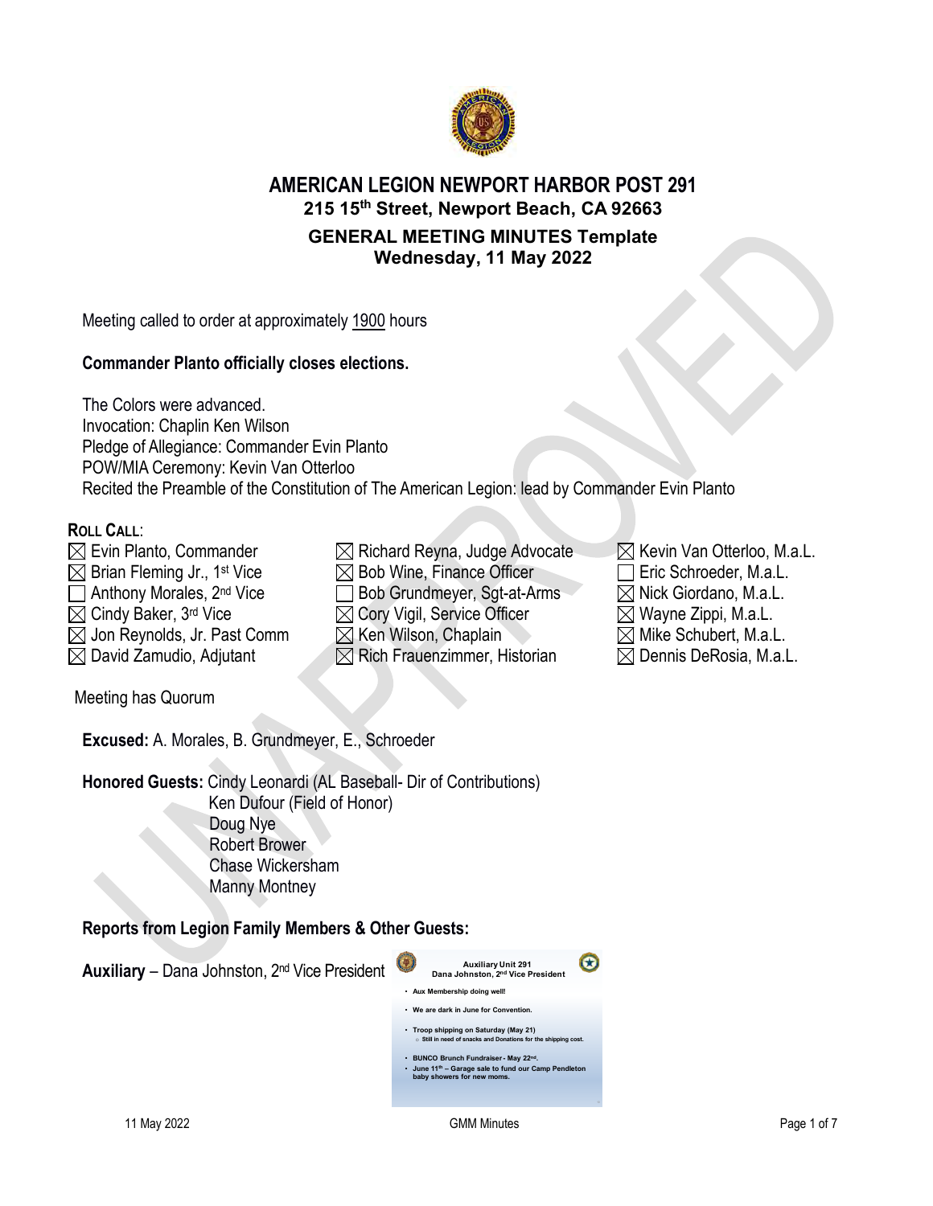# AMERICAN LEGION NEWPORT HARBOR POST 291

## 215 15th Street, Newport Beach, CA 92663

## GENERAL MEETING MINUTES Template
## Wednesday, 11 May 2022

Meeting called to order at approximately 1900 hours

**Commander Planto officially closes elections.**

The Colors were advanced.
Invocation: Chaplin Ken Wilson
Pledge of Allegiance: Commander Evin Planto
POW/MIA Ceremony: Kevin Van Otterloo
Recited the Preamble of the Constitution of The American Legion: lead by Commander Evin Planto

**ROLL CALL**:

- ☒ Evin Planto, Commander
- ☒ Brian Fleming Jr., 1st Vice
- ☐ Anthony Morales, 2nd Vice
- ☒ Cindy Baker, 3rd Vice
- ☒ Jon Reynolds, Jr. Past Comm
- ☒ David Zamudio, Adjutant
- ☒ Richard Reyna, Judge Advocate
- ☒ Bob Wine, Finance Officer
- ☐ Bob Grundmeyer, Sgt-at-Arms
- ☒ Cory Vigil, Service Officer
- ☒ Ken Wilson, Chaplain
- ☒ Rich Frauenzimmer, Historian
- ☒ Kevin Van Otterloo, M.a.L.
- ☐ Eric Schroeder, M.a.L.
- ☒ Nick Giordano, M.a.L.
- ☒ Wayne Zippi, M.a.L.
- ☒ Mike Schubert, M.a.L.
- ☒ Dennis DeRosia, M.a.L.

Meeting has Quorum

**Excused:** A. Morales, B. Grundmeyer, E., Schroeder

**Honored Guests:** Cindy Leonardi (AL Baseball- Dir of Contributions)
Ken Dufour (Field of Honor)
Doug Nye
Robert Brower
Chase Wickersham
Manny Montney

**Reports from Legion Family Members & Other Guests:**

**Auxiliary** – Dana Johnston, 2nd Vice President

Auxiliary Unit 291
Dana Johnston, 2nd Vice President

- Aux Membership doing well!
- We are dark in June for Convention.
- Troop shipping on Saturday (May 21)
  - Still in need of snacks and Donations for the shipping cost.
- BUNCO Brunch Fundraiser - May 22nd.
- June 11th – Garage sale to fund our Camp Pendleton baby showers for new moms.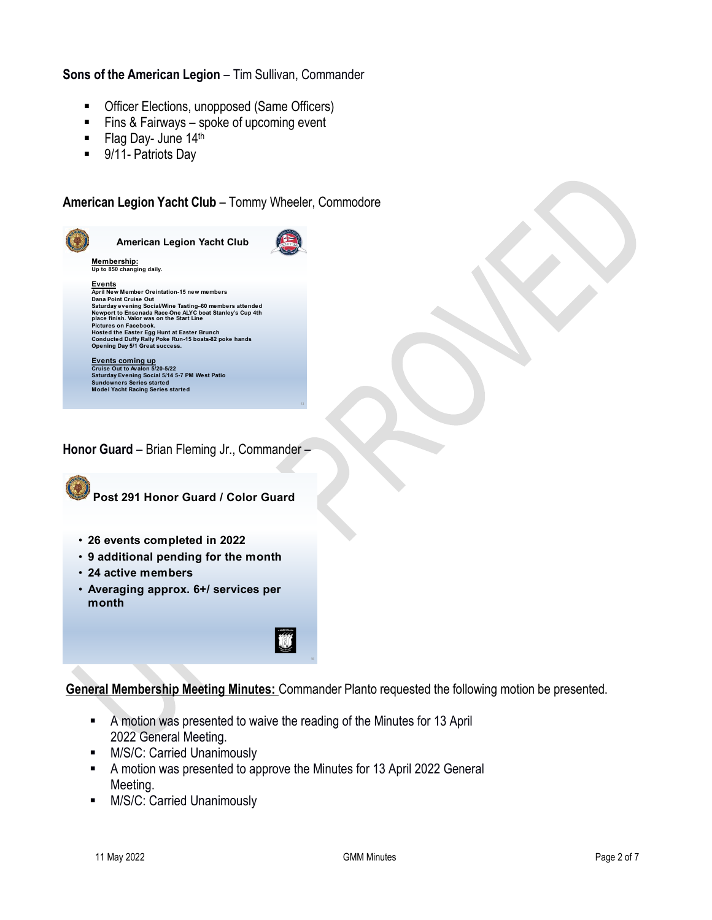**Sons of the American Legion** – Tim Sullivan, Commander

- Officer Elections, unopposed (Same Officers)
- Fins & Fairways – spoke of upcoming event
- Flag Day- June 14th
- 9/11- Patriots Day

**American Legion Yacht Club** – Tommy Wheeler, Commodore

**American Legion Yacht Club**

**Membership:**
Up to 850 changing daily.

**Events**
April New Member Oreintation-15 new members
Dana Point Cruise Out
Saturday evening Social/Wine Tasting-60 members attended
Newport to Ensenada Race-One ALYC boat Stanley's Cup 4th place finish. Valor was on the Start Line
Pictures on Facebook.
Hosted the Easter Egg Hunt at Easter Brunch
Conducted Duffy Rally Poke Run-15 boats-82 poke hands
Opening Day 5/1 Great success.

**Events coming up**
Cruise Out to Avalon 5/20-5/22
Saturday Evening Social 5/14 5-7 PM West Patio
Sundowners Series started
Model Yacht Racing Series started

**Honor Guard** – Brian Fleming Jr., Commander –

**Post 291 Honor Guard / Color Guard**

- 26 events completed in 2022
- 9 additional pending for the month
- 24 active members
- Averaging approx. 6+/ services per month

**General Membership Meeting Minutes:** Commander Planto requested the following motion be presented.

- A motion was presented to waive the reading of the Minutes for 13 April 2022 General Meeting.
- M/S/C: Carried Unanimously
- A motion was presented to approve the Minutes for 13 April 2022 General Meeting.
- M/S/C: Carried Unanimously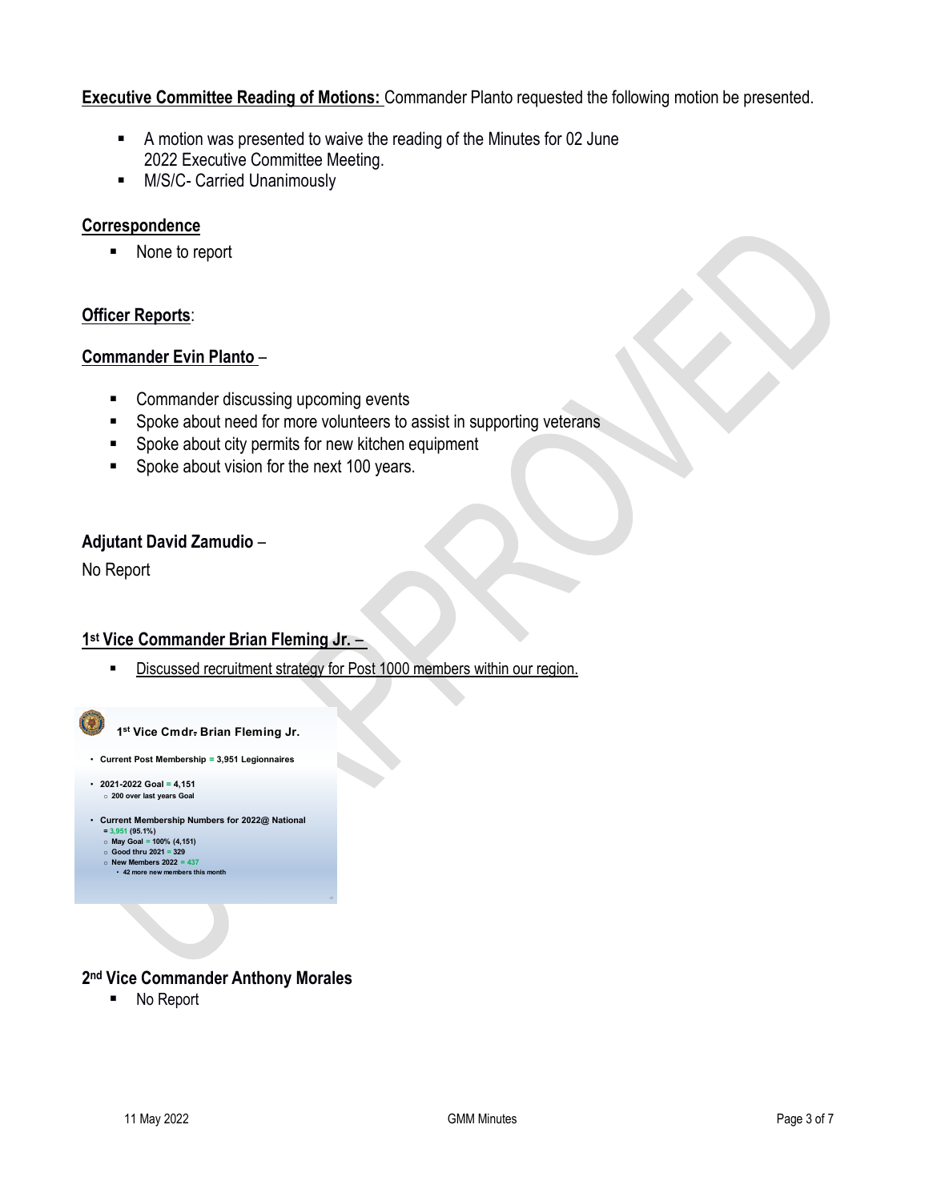**Executive Committee Reading of Motions:** Commander Planto requested the following motion be presented.

- A motion was presented to waive the reading of the Minutes for 02 June 2022 Executive Committee Meeting.
- M/S/C- Carried Unanimously

**Correspondence**

- None to report

**Officer Reports**:

**Commander Evin Planto** –

- Commander discussing upcoming events
- Spoke about need for more volunteers to assist in supporting veterans
- Spoke about city permits for new kitchen equipment
- Spoke about vision for the next 100 years.

**Adjutant David Zamudio** –

No Report

**1st Vice Commander Brian Fleming Jr.** –

- Discussed recruitment strategy for Post 1000 members within our region.

**1st Vice Cmdr. Brian Fleming Jr.**

- Current Post Membership = 3,951 Legionnaires
- 2021-2022 Goal = 4,151
  - 200 over last years Goal
- Current Membership Numbers for 2022@ National = 3,951 (95.1%)
  - May Goal = 100% (4,151)
  - Good thru 2021 = 329
  - New Members 2022 = 437
    - 42 more new members this month

**2nd Vice Commander Anthony Morales**

- No Report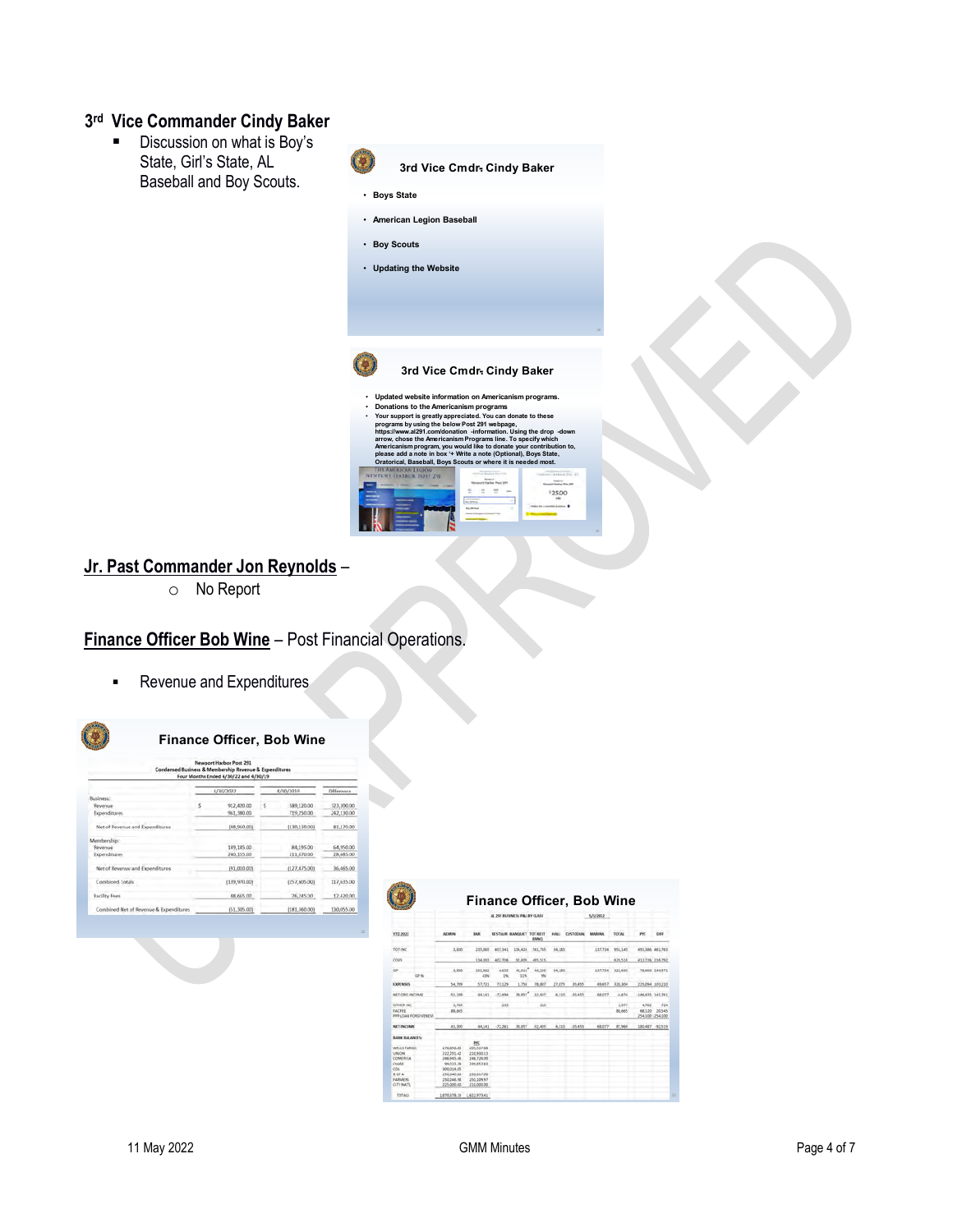### 3[rd] Vice Commander Cindy Baker

- Discussion on what is Boy's State, Girl's State, AL Baseball and Boy Scouts.

**3rd Vice Cmdr. Cindy Baker**

- Boys State
- American Legion Baseball
- Boy Scouts
- Updating the Website

**3rd Vice Cmdr. Cindy Baker**

- Updated website information on Americanism programs.
- Donations to the Americanism programs
- Your support is greatly appreciated. You can donate to these programs by using the below Post 291 webpage, https://www.al291.com/donation -information. Using the drop -down arrow, chose the Americanism Programs line. To specify which Americanism program, you would like to donate your contribution to, please add a note in box '+ Write a note (Optional), Boys State, Oratorical, Baseball, Boy Scouts or where it is needed most.

**Jr. Past Commander Jon Reynolds** –

- No Report

**Finance Officer Bob Wine** – Post Financial Operations.

- Revenue and Expenditures

**Finance Officer, Bob Wine**

Newport Harbor Post 291
Condensed Business & Membership Revenue & Expenditures
Four Months Ended 4/30/22 and 4/30/19

| | 4/30/2022 | 4/30/2019 | Difference |
|---|---|---|---|
| Business: | | | |
| Revenue | $ 912,420.00 | $ 589,120.00 | 323,300.00 |
| Expenditures | 961,380.00 | 719,250.00 | 242,130.00 |
| Net of Revenue and Expenditures | (48,960.00) | (130,130.00) | 81,170.00 |
| Membership: | | | |
| Revenue | 149,145.00 | 84,195.00 | 64,950.00 |
| Expenditures | 240,155.00 | 211,670.00 | 28,485.00 |
| Net of Revenue and Expenditures | (91,010.00) | (127,475.00) | 36,465.00 |
| Combined Totals | (139,970.00) | (257,605.00) | 117,635.00 |
| Facility Fees | 88,665.00 | 76,245.00 | 12,420.00 |
| Combined Net of Revenue & Expenditures | (51,305.00) | (181,360.00) | 130,055.00 |

**Finance Officer, Bob Wine**

AL 291 BUSINESS P&L BY CLASS 5/3/2022

| YTD 2022 | ADMIN | BAR | RESTAUR | BANQUET | TOT REST BANQ | HALL | CUSTODIAL | MARINA | TOTAL | PYC | DIFF |
|---|---|---|---|---|---|---|---|---|---|---|---|
| TOT INC | 3,400 | 235,365 | 402,341 | 159,424 | 561,765 | 34,185 | | 137,734 | 951,140 | 491,386 | 461,763 |
| COGS | | 134,001 | 402,706 | 91,809 | 495,515 | | | | 629,518 | 412,726 | 216,792 |
| GP | 3,400 | 101,362 | -4,165 | 61,011 | 66,250 | 34,185 | | 137,734 | 321,630 | 78,660 | 244,971 |
| GP % | | 43% | 1% | 31% | 9% | | | | | | |
| EXPENSES | 54,799 | 57,721 | 77,129 | 1,754 | 78,807 | 27,175 | 35,455 | 69,657 | 326,304 | 225,094 | 103,210 |
| NET ORD INCOME | -51,399 | 44,141 | -72,494 | 18,857 | -12,457 | 6,110 | -35,455 | 68,077 | -4,674 | -146,435 | 141,761 |
| OTHER INC | 5,745 | | 233 | | 233 | | | | 1,977 | 4,702 | 724 |
| PACFEE | 88,865 | | | | | | | | 86,660 | 66,120 | 20,545 |
| PPP LOAN FORGIVENESS | | | | | | | | | | 254,100 | -254,100 |
| NET INCOME | 41,300 | 44,141 | -72,261 | 18,857 | -52,405 | 6,110 | -35,455 | 68,077 | 87,966 | 180,487 | -92,519 |

BANK BALANCES:

| | | PYC |
|---|---|---|
| WELLS FARGO | 276,656.43 | 205,557.68 |
| UNION | 222,251.42 | 210,930.13 |
| COMERICA | 248,945.41 | 248,726.00 |
| CHASE | 96,011.35 | 249,653.61 |
| CITI | 300,014.35 | |
| B OF A | 250,040.00 | 250,017.00 |
| FARMERS | 250,248.98 | 250,109.97 |
| CITI NATL | 225,000.00 | 210,000.00 |
| TOTAL | 1,870,378.19 | 1,622,973.41 |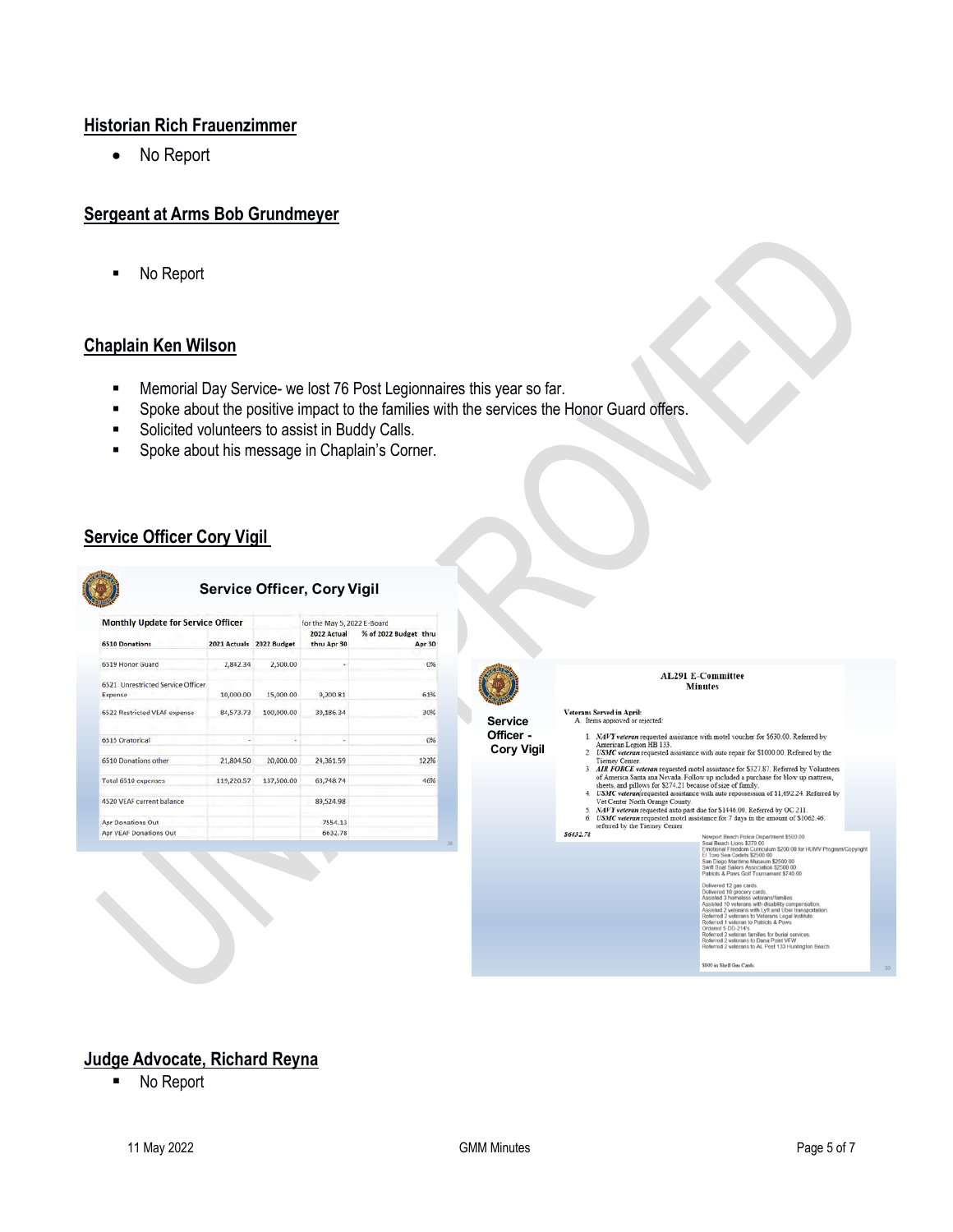## Historian Rich Frauenzimmer

- No Report

## Sergeant at Arms Bob Grundmeyer

- No Report

## Chaplain Ken Wilson

- Memorial Day Service- we lost 76 Post Legionnaires this year so far.
- Spoke about the positive impact to the families with the services the Honor Guard offers.
- Solicited volunteers to assist in Buddy Calls.
- Spoke about his message in Chaplain's Corner.

## Service Officer Cory Vigil

### Service Officer, Cory Vigil

| Monthly Update for Service Officer | | | for the May 5, 2022 E-Board | |
|---|---|---|---|---|
| 6510 Donations | 2021 Actuals | 2022 Budget | 2022 Actual thru Apr 30 | % of 2022 Budget thru Apr 30 |
| 6519 Honor Guard | 2,842.34 | 2,500.00 | - | 0% |
| 6521 Unrestricted Service Officer Expense | 10,000.00 | 15,000.00 | 9,200.81 | 61% |
| 6522 Restricted VEAF expense | 84,573.73 | 100,000.00 | 30,186.34 | 30% |
| 6515 Oratorical | - | - | - | 0% |
| 6510 Donations other | 21,804.50 | 20,000.00 | 24,361.59 | 122% |
| Total 6510 expenses | 119,220.57 | 137,500.00 | 63,748.74 | 46% |
| 4520 VEAF current balance | | | 89,524.98 | |
| Apr Donations Out | | | 7554.13 | |
| Apr VEAF Donations Out | | | 6632.78 | |

### Service Officer - Cory Vigil

**AL291 E-Committee Minutes**

**Veterans Served in April:**

A. Items approved or rejected:

1. ***NAVY veteran*** requested assistance with motel voucher for $630.00. Referred by American Legion HB 133.
2. ***USMC veteran*** requested assistance with auto repair for $1000.00. Referred by the Tierney Center.
3. ***AIR FORCE veteran*** requested motel assistance for $327.87. Referred by Volunteers of America Santa ana Nevada. Follow up included a purchase for blow up mattress, sheets, and pillows for $274.21 because of size of family.
4. ***USMC veteran*** requested assistance with auto repossession of $1,692.24. Referred by Vet Center North Orange County.
5. ***NAVY veteran*** requested auto past due for $1446.00. Referred by OC 211.
6. ***USMC veteran*** requested motel assistance for 7 days in the amount of $1062.46. referred by the Tierney Center.

***$6432.74***

Newport Beach Police Department $500.00
Seal Beach Lions $270.00
Emotional Freedom Curriculum $200.00 for HUMV Program/Copyright
El Toro Sea Cadets $2500.00
San Diego Maritime Museum $2500.00
Swift Boat Sailors Association $2500.00
Patriots & Paws Golf Tournament $740.00

Delivered 12 gas cards.
Delivered 10 grocery cards.
Assisted 3 homeless veterans/families.
Assisted 10 veterans with disability compensation.
Assisted 2 veterans with Lyft and Uber transportation.
Referred 2 veterans to Veterans Legal Institute.
Referred 1 veteran to Patriots & Paws.
Ordered 5 DD-214's
Referred 2 veteran families for burial services.
Referred 2 veterans to Dana Point VFW.
Referred 2 veterans to AL Post 133 Huntington Beach.

$800 in Shell Gas Cards.

## Judge Advocate, Richard Reyna

- No Report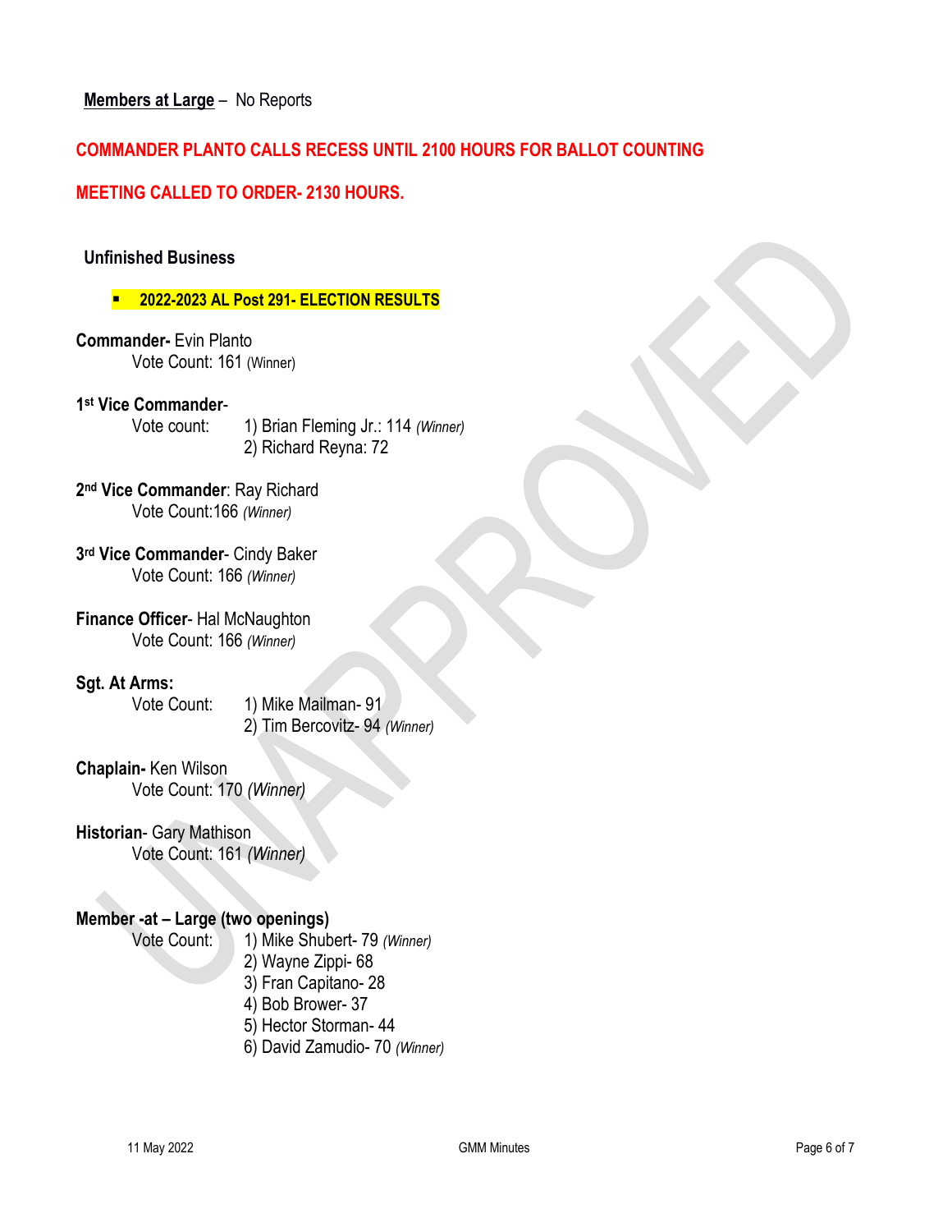**Members at Large** – No Reports

**COMMANDER PLANTO CALLS RECESS UNTIL 2100 HOURS FOR BALLOT COUNTING**

**MEETING CALLED TO ORDER- 2130 HOURS.**

### Unfinished Business

- **2022-2023 AL Post 291- ELECTION RESULTS**

**Commander-** Evin Planto
Vote Count: 161 (Winner)

**1st Vice Commander-**
Vote count:
1) Brian Fleming Jr.: 114 *(Winner)*
2) Richard Reyna: 72

**2nd Vice Commander**: Ray Richard
Vote Count:166 *(Winner)*

**3rd Vice Commander**- Cindy Baker
Vote Count: 166 *(Winner)*

**Finance Officer**- Hal McNaughton
Vote Count: 166 *(Winner)*

**Sgt. At Arms:**
Vote Count:
1) Mike Mailman- 91
2) Tim Bercovitz- 94 *(Winner)*

**Chaplain-** Ken Wilson
Vote Count: 170 *(Winner)*

**Historian**- Gary Mathison
Vote Count: 161 *(Winner)*

**Member -at – Large (two openings)**
Vote Count:
1) Mike Shubert- 79 *(Winner)*
2) Wayne Zippi- 68
3) Fran Capitano- 28
4) Bob Brower- 37
5) Hector Storman- 44
6) David Zamudio- 70 *(Winner)*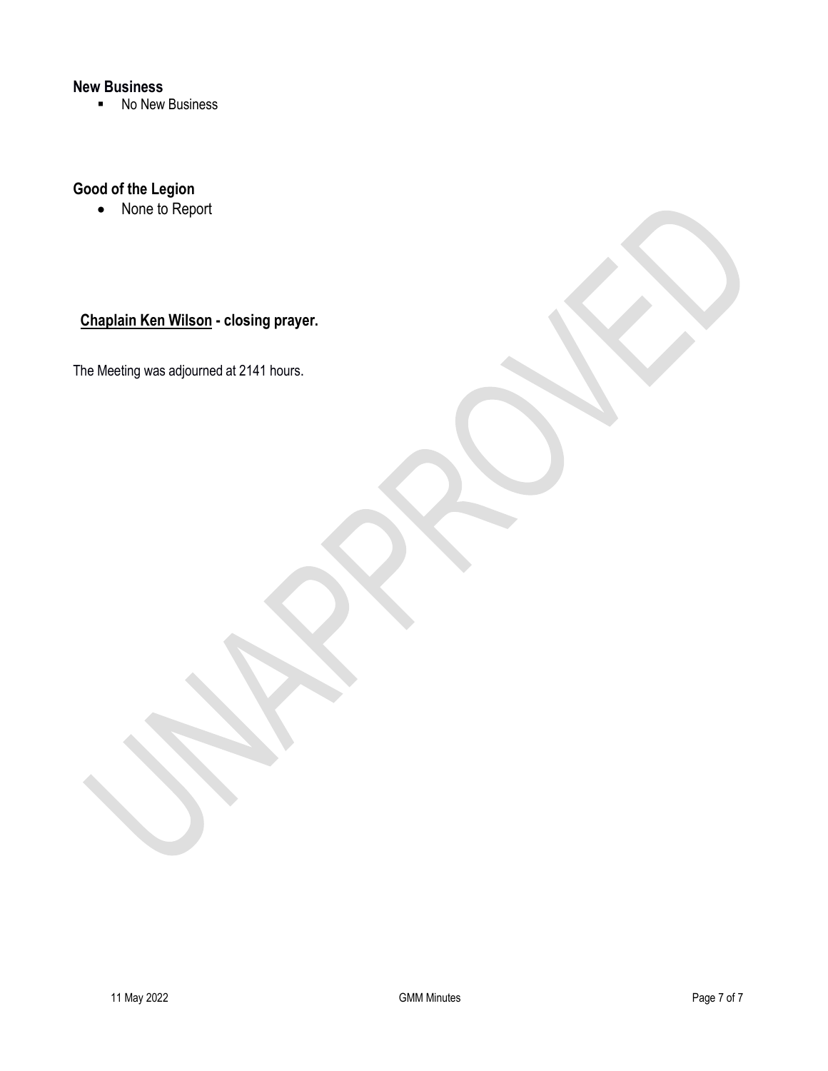### New Business

- No New Business

### Good of the Legion

- None to Report

**Chaplain Ken Wilson - closing prayer.**

The Meeting was adjourned at 2141 hours.